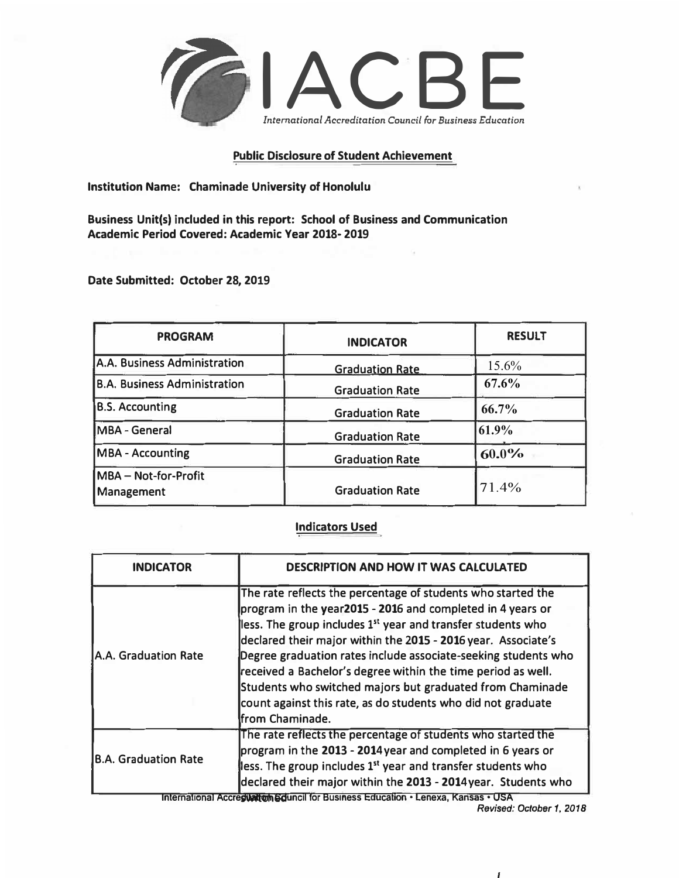# IACBE

*International Accreditation Council for Business Education*

## Public Disclosure of Student Achievement

**Institution Name: Chaminade University of Honolulu**

**Business Unit(s) included in this report: School of Business and Communication**
**Academic Period Covered: Academic Year 2018- 2019**

**Date Submitted: October 28, 2019**

| PROGRAM | INDICATOR | RESULT |
|---|---|---|
| A.A. Business Administration | Graduation Rate | 15.6% |
| B.A. Business Administration | Graduation Rate | 67.6% |
| B.S. Accounting | Graduation Rate | 66.7% |
| MBA - General | Graduation Rate | 61.9% |
| MBA - Accounting | Graduation Rate | 60.0% |
| MBA – Not-for-Profit Management | Graduation Rate | 71.4% |

### Indicators Used

| INDICATOR | DESCRIPTION AND HOW IT WAS CALCULATED |
|---|---|
| A.A. Graduation Rate | The rate reflects the percentage of students who started the program in the year**2015 - 2016** and completed in 4 years or less. The group includes 1st year and transfer students who declared their major within the **2015 - 2016** year. Associate's Degree graduation rates include associate-seeking students who received a Bachelor's degree within the time period as well. Students who switched majors but graduated from Chaminade count against this rate, as do students who did not graduate from Chaminade. |
| B.A. Graduation Rate | The rate reflects the percentage of students who started the program in the **2013 - 2014** year and completed in 6 years or less. The group includes 1st year and transfer students who declared their major within the **2013 - 2014** year. Students who |

International Accreditation Council for Business Education • Lenexa, Kansas • USA

*Revised: October 1, 2018*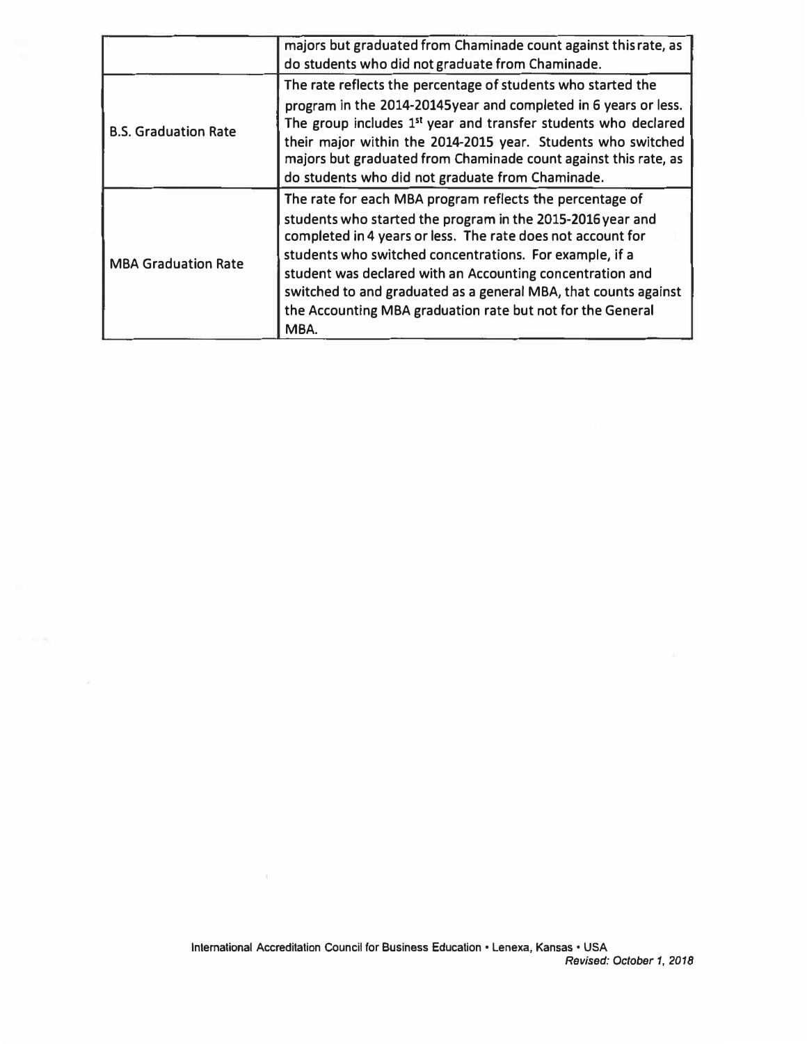| | |
|---|---|
| | majors but graduated from Chaminade count against this rate, as do students who did not graduate from Chaminade. |
| B.S. Graduation Rate | The rate reflects the percentage of students who started the program in the 2014-20145year and completed in 6 years or less. The group includes 1st year and transfer students who declared their major within the 2014-2015 year. Students who switched majors but graduated from Chaminade count against this rate, as do students who did not graduate from Chaminade. |
| MBA Graduation Rate | The rate for each MBA program reflects the percentage of students who started the program in the 2015-2016 year and completed in 4 years or less. The rate does not account for students who switched concentrations. For example, if a student was declared with an Accounting concentration and switched to and graduated as a general MBA, that counts against the Accounting MBA graduation rate but not for the General MBA. |